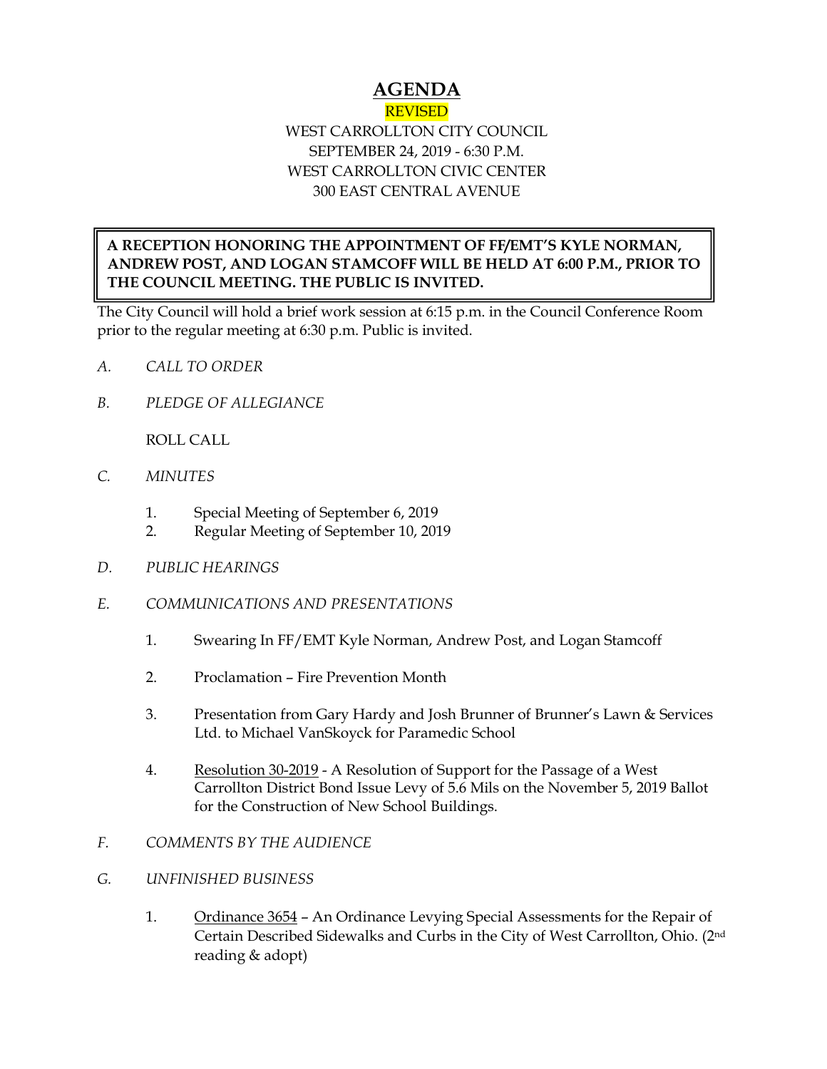# AGENDA

REVISED

WEST CARROLLTON CITY COUNCIL
SEPTEMBER 24, 2019 - 6:30 P.M.
WEST CARROLLTON CIVIC CENTER
300 EAST CENTRAL AVENUE

**A RECEPTION HONORING THE APPOINTMENT OF FF/EMT'S KYLE NORMAN, ANDREW POST, AND LOGAN STAMCOFF WILL BE HELD AT 6:00 P.M., PRIOR TO THE COUNCIL MEETING. THE PUBLIC IS INVITED.**

The City Council will hold a brief work session at 6:15 p.m. in the Council Conference Room prior to the regular meeting at 6:30 p.m. Public is invited.

*A. CALL TO ORDER*

*B. PLEDGE OF ALLEGIANCE*

ROLL CALL

*C. MINUTES*

1. Special Meeting of September 6, 2019
2. Regular Meeting of September 10, 2019

*D. PUBLIC HEARINGS*

*E. COMMUNICATIONS AND PRESENTATIONS*

1. Swearing In FF/EMT Kyle Norman, Andrew Post, and Logan Stamcoff
2. Proclamation – Fire Prevention Month
3. Presentation from Gary Hardy and Josh Brunner of Brunner's Lawn & Services Ltd. to Michael VanSkoyck for Paramedic School
4. Resolution 30-2019 - A Resolution of Support for the Passage of a West Carrollton District Bond Issue Levy of 5.6 Mils on the November 5, 2019 Ballot for the Construction of New School Buildings.

*F. COMMENTS BY THE AUDIENCE*

*G. UNFINISHED BUSINESS*

1. Ordinance 3654 – An Ordinance Levying Special Assessments for the Repair of Certain Described Sidewalks and Curbs in the City of West Carrollton, Ohio. (2nd reading & adopt)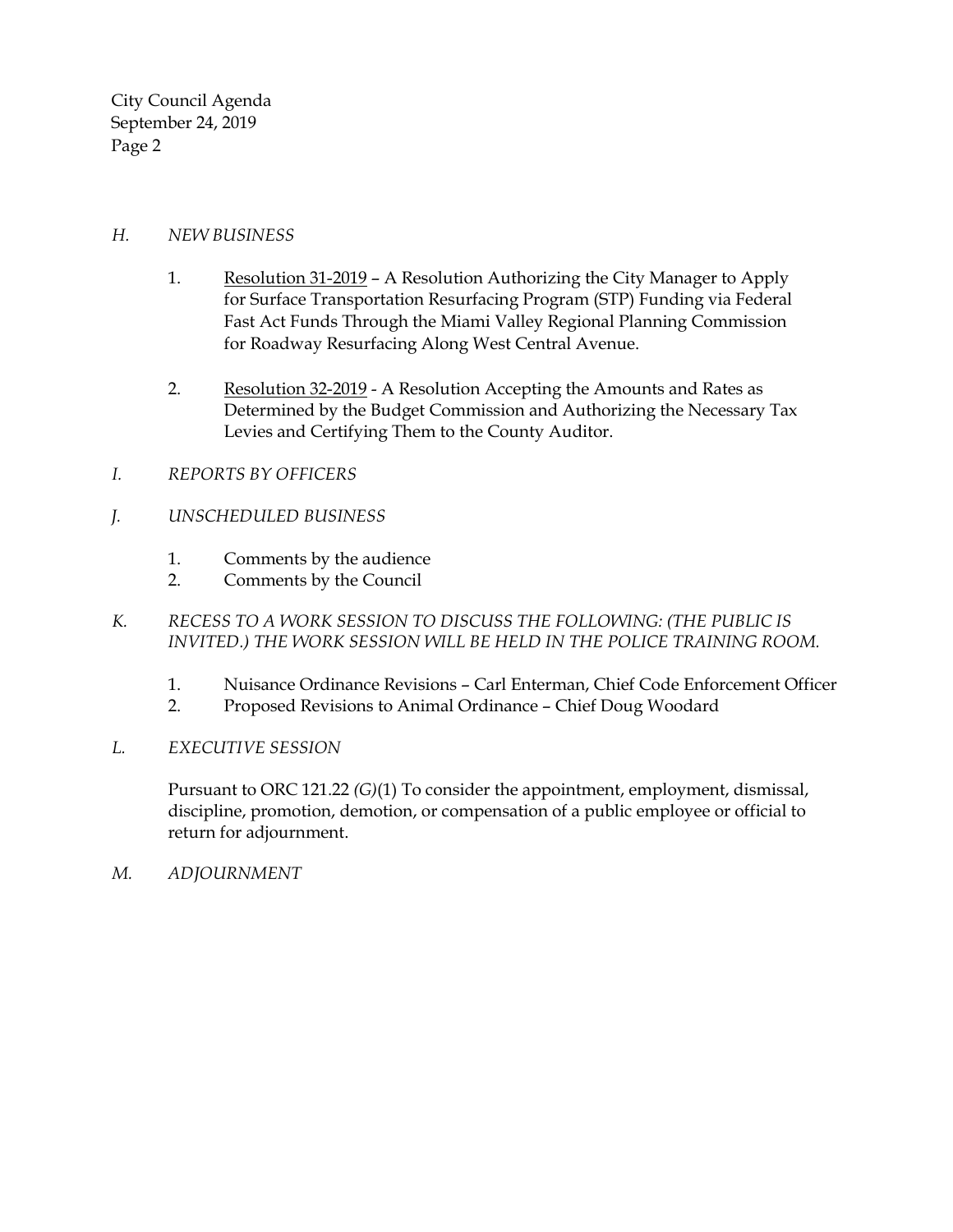*H. NEW BUSINESS*

1. <u>Resolution 31-2019</u> – A Resolution Authorizing the City Manager to Apply for Surface Transportation Resurfacing Program (STP) Funding via Federal Fast Act Funds Through the Miami Valley Regional Planning Commission for Roadway Resurfacing Along West Central Avenue.

2. <u>Resolution 32-2019</u> - A Resolution Accepting the Amounts and Rates as Determined by the Budget Commission and Authorizing the Necessary Tax Levies and Certifying Them to the County Auditor.

*I. REPORTS BY OFFICERS*

*J. UNSCHEDULED BUSINESS*

1. Comments by the audience
2. Comments by the Council

*K. RECESS TO A WORK SESSION TO DISCUSS THE FOLLOWING: (THE PUBLIC IS INVITED.) THE WORK SESSION WILL BE HELD IN THE POLICE TRAINING ROOM.*

1. Nuisance Ordinance Revisions – Carl Enterman, Chief Code Enforcement Officer
2. Proposed Revisions to Animal Ordinance – Chief Doug Woodard

*L. EXECUTIVE SESSION*

Pursuant to ORC 121.22 *(G)*(1) To consider the appointment, employment, dismissal, discipline, promotion, demotion, or compensation of a public employee or official to return for adjournment.

*M. ADJOURNMENT*